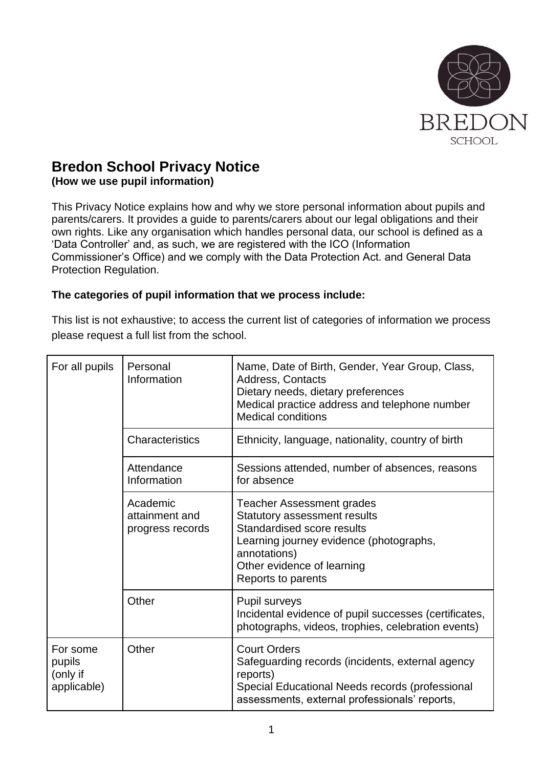# Bredon School Privacy Notice

**(How we use pupil information)**

This Privacy Notice explains how and why we store personal information about pupils and parents/carers. It provides a guide to parents/carers about our legal obligations and their own rights. Like any organisation which handles personal data, our school is defined as a 'Data Controller' and, as such, we are registered with the ICO (Information Commissioner's Office) and we comply with the Data Protection Act. and General Data Protection Regulation.

**The categories of pupil information that we process include:**

This list is not exhaustive; to access the current list of categories of information we process please request a full list from the school.

| | | |
|---|---|---|
| For all pupils | Personal Information | Name, Date of Birth, Gender, Year Group, Class, Address, Contacts<br>Dietary needs, dietary preferences<br>Medical practice address and telephone number<br>Medical conditions |
| | Characteristics | Ethnicity, language, nationality, country of birth |
| | Attendance Information | Sessions attended, number of absences, reasons for absence |
| | Academic attainment and progress records | Teacher Assessment grades<br>Statutory assessment results<br>Standardised score results<br>Learning journey evidence (photographs, annotations)<br>Other evidence of learning<br>Reports to parents |
| | Other | Pupil surveys<br>Incidental evidence of pupil successes (certificates, photographs, videos, trophies, celebration events) |
| For some pupils (only if applicable) | Other | Court Orders<br>Safeguarding records (incidents, external agency reports)<br>Special Educational Needs records (professional assessments, external professionals' reports, |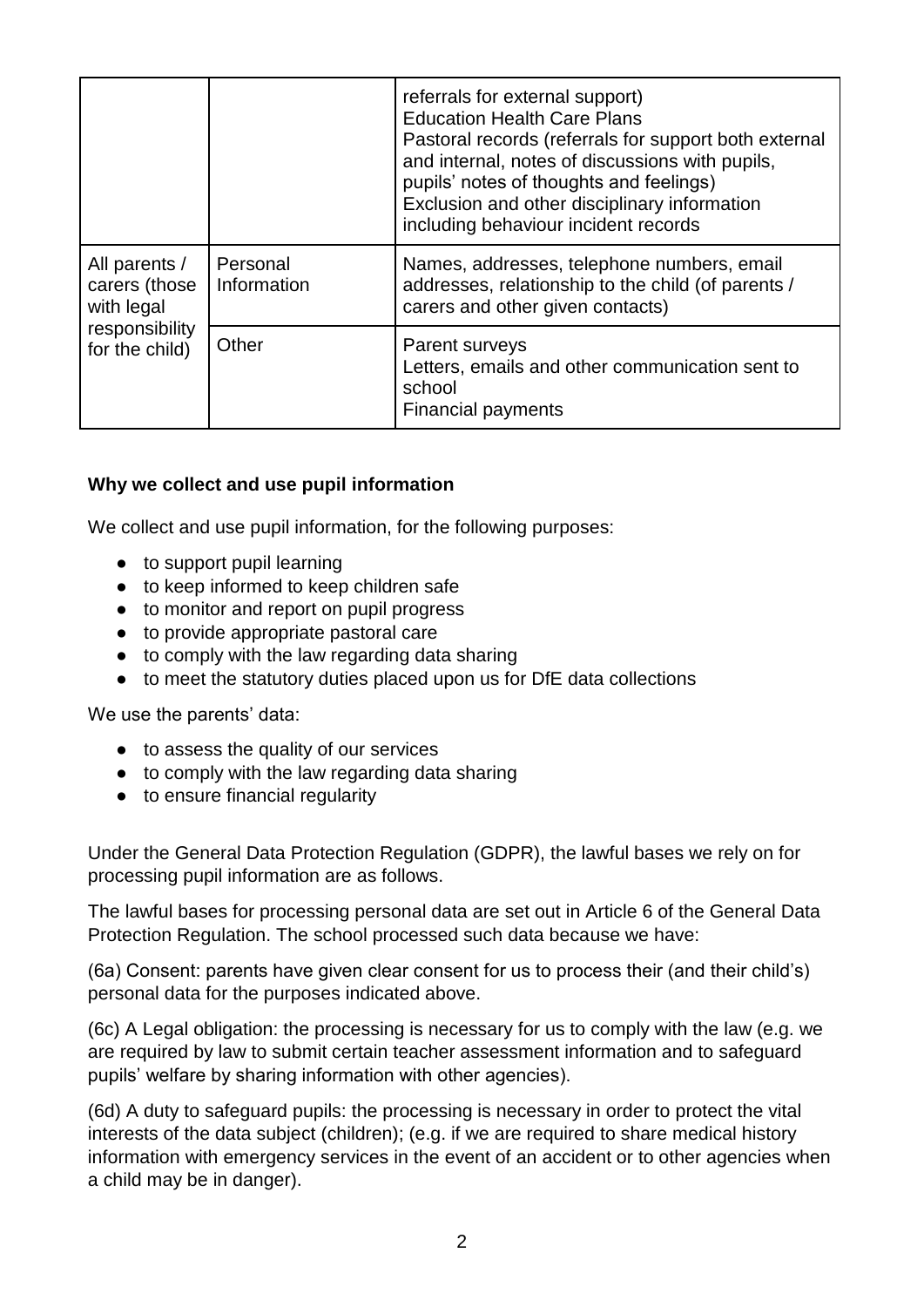| | | |
|---|---|---|
| | | referrals for external support)<br>Education Health Care Plans<br>Pastoral records (referrals for support both external and internal, notes of discussions with pupils, pupils' notes of thoughts and feelings)<br>Exclusion and other disciplinary information including behaviour incident records |
| All parents / carers (those with legal responsibility for the child) | Personal Information | Names, addresses, telephone numbers, email addresses, relationship to the child (of parents / carers and other given contacts) |
| | Other | Parent surveys<br>Letters, emails and other communication sent to school<br>Financial payments |

**Why we collect and use pupil information**

We collect and use pupil information, for the following purposes:

- to support pupil learning
- to keep informed to keep children safe
- to monitor and report on pupil progress
- to provide appropriate pastoral care
- to comply with the law regarding data sharing
- to meet the statutory duties placed upon us for DfE data collections

We use the parents' data:

- to assess the quality of our services
- to comply with the law regarding data sharing
- to ensure financial regularity

Under the General Data Protection Regulation (GDPR), the lawful bases we rely on for processing pupil information are as follows.

The lawful bases for processing personal data are set out in Article 6 of the General Data Protection Regulation. The school processed such data because we have:

(6a) Consent: parents have given clear consent for us to process their (and their child's) personal data for the purposes indicated above.

(6c) A Legal obligation: the processing is necessary for us to comply with the law (e.g. we are required by law to submit certain teacher assessment information and to safeguard pupils' welfare by sharing information with other agencies).

(6d) A duty to safeguard pupils: the processing is necessary in order to protect the vital interests of the data subject (children); (e.g. if we are required to share medical history information with emergency services in the event of an accident or to other agencies when a child may be in danger).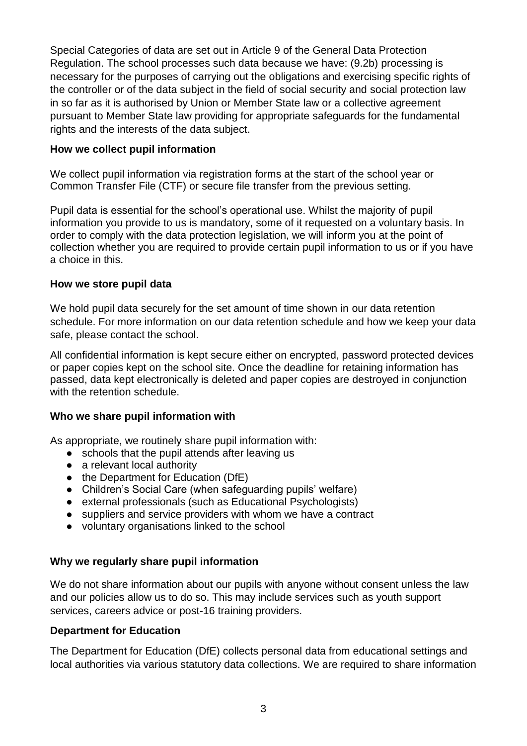Special Categories of data are set out in Article 9 of the General Data Protection Regulation. The school processes such data because we have: (9.2b) processing is necessary for the purposes of carrying out the obligations and exercising specific rights of the controller or of the data subject in the field of social security and social protection law in so far as it is authorised by Union or Member State law or a collective agreement pursuant to Member State law providing for appropriate safeguards for the fundamental rights and the interests of the data subject.

**How we collect pupil information**

We collect pupil information via registration forms at the start of the school year or Common Transfer File (CTF) or secure file transfer from the previous setting.

Pupil data is essential for the school's operational use. Whilst the majority of pupil information you provide to us is mandatory, some of it requested on a voluntary basis. In order to comply with the data protection legislation, we will inform you at the point of collection whether you are required to provide certain pupil information to us or if you have a choice in this.

**How we store pupil data**

We hold pupil data securely for the set amount of time shown in our data retention schedule. For more information on our data retention schedule and how we keep your data safe, please contact the school.

All confidential information is kept secure either on encrypted, password protected devices or paper copies kept on the school site. Once the deadline for retaining information has passed, data kept electronically is deleted and paper copies are destroyed in conjunction with the retention schedule.

**Who we share pupil information with**

As appropriate, we routinely share pupil information with:

- schools that the pupil attends after leaving us
- a relevant local authority
- the Department for Education (DfE)
- Children's Social Care (when safeguarding pupils' welfare)
- external professionals (such as Educational Psychologists)
- suppliers and service providers with whom we have a contract
- voluntary organisations linked to the school

**Why we regularly share pupil information**

We do not share information about our pupils with anyone without consent unless the law and our policies allow us to do so. This may include services such as youth support services, careers advice or post-16 training providers.

**Department for Education**

The Department for Education (DfE) collects personal data from educational settings and local authorities via various statutory data collections. We are required to share information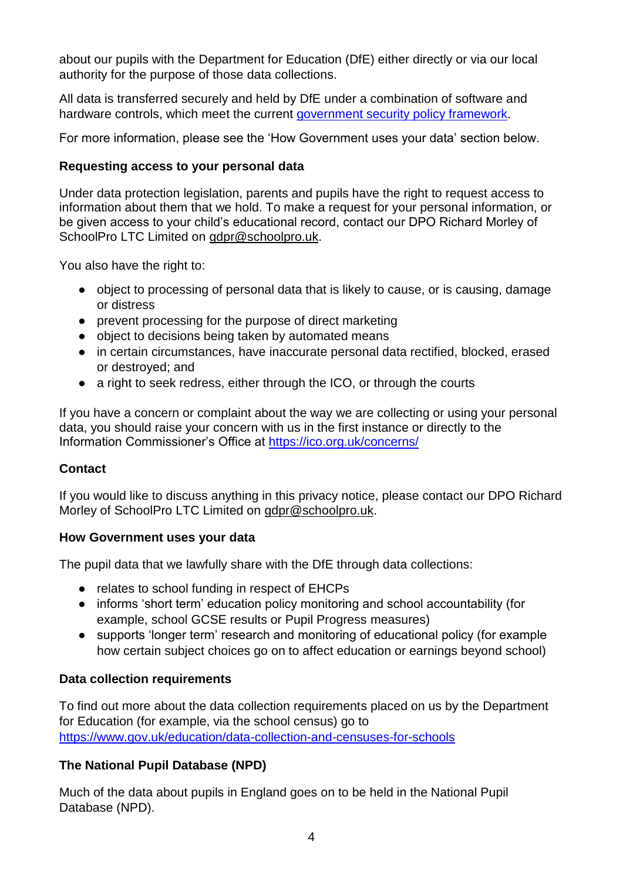about our pupils with the Department for Education (DfE) either directly or via our local authority for the purpose of those data collections.

All data is transferred securely and held by DfE under a combination of software and hardware controls, which meet the current [government security policy framework](government security policy framework).

For more information, please see the 'How Government uses your data' section below.

**Requesting access to your personal data**

Under data protection legislation, parents and pupils have the right to request access to information about them that we hold. To make a request for your personal information, or be given access to your child's educational record, contact our DPO Richard Morley of SchoolPro LTC Limited on gdpr@schoolpro.uk.

You also have the right to:

- object to processing of personal data that is likely to cause, or is causing, damage or distress
- prevent processing for the purpose of direct marketing
- object to decisions being taken by automated means
- in certain circumstances, have inaccurate personal data rectified, blocked, erased or destroyed; and
- a right to seek redress, either through the ICO, or through the courts

If you have a concern or complaint about the way we are collecting or using your personal data, you should raise your concern with us in the first instance or directly to the Information Commissioner's Office at https://ico.org.uk/concerns/

**Contact**

If you would like to discuss anything in this privacy notice, please contact our DPO Richard Morley of SchoolPro LTC Limited on gdpr@schoolpro.uk.

**How Government uses your data**

The pupil data that we lawfully share with the DfE through data collections:

- relates to school funding in respect of EHCPs
- informs 'short term' education policy monitoring and school accountability (for example, school GCSE results or Pupil Progress measures)
- supports 'longer term' research and monitoring of educational policy (for example how certain subject choices go on to affect education or earnings beyond school)

**Data collection requirements**

To find out more about the data collection requirements placed on us by the Department for Education (for example, via the school census) go to https://www.gov.uk/education/data-collection-and-censuses-for-schools

**The National Pupil Database (NPD)**

Much of the data about pupils in England goes on to be held in the National Pupil Database (NPD).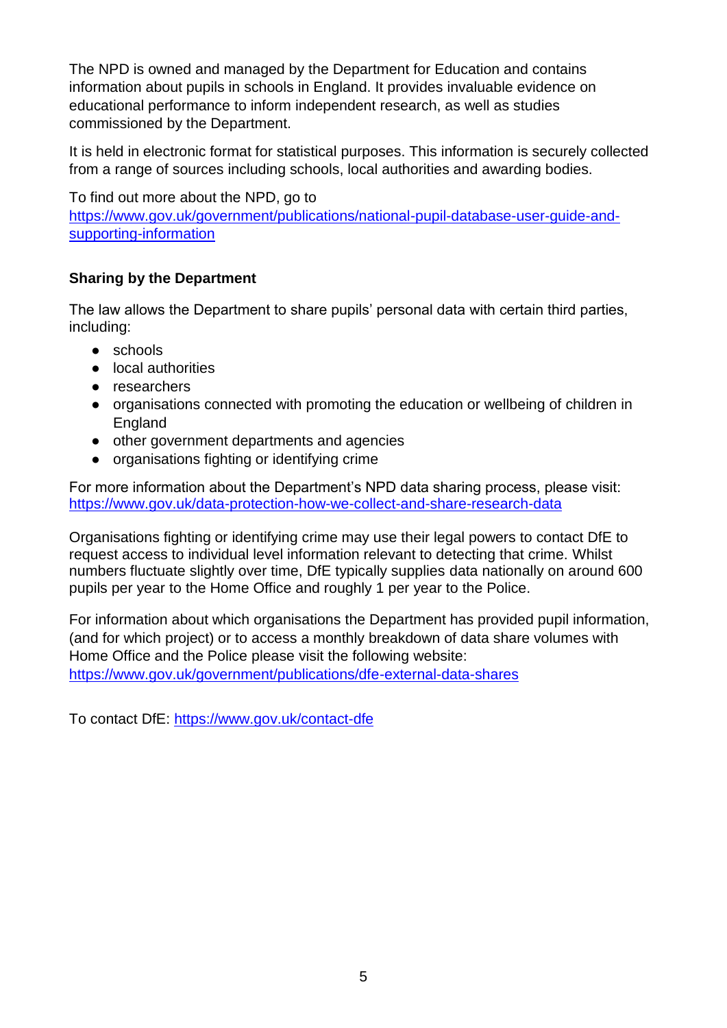The NPD is owned and managed by the Department for Education and contains information about pupils in schools in England. It provides invaluable evidence on educational performance to inform independent research, as well as studies commissioned by the Department.

It is held in electronic format for statistical purposes. This information is securely collected from a range of sources including schools, local authorities and awarding bodies.

To find out more about the NPD, go to [https://www.gov.uk/government/publications/national-pupil-database-user-guide-and-supporting-information](https://www.gov.uk/government/publications/national-pupil-database-user-guide-and-supporting-information)

**Sharing by the Department**

The law allows the Department to share pupils' personal data with certain third parties, including:

- schools
- local authorities
- researchers
- organisations connected with promoting the education or wellbeing of children in England
- other government departments and agencies
- organisations fighting or identifying crime

For more information about the Department's NPD data sharing process, please visit: [https://www.gov.uk/data-protection-how-we-collect-and-share-research-data](https://www.gov.uk/data-protection-how-we-collect-and-share-research-data)

Organisations fighting or identifying crime may use their legal powers to contact DfE to request access to individual level information relevant to detecting that crime. Whilst numbers fluctuate slightly over time, DfE typically supplies data nationally on around 600 pupils per year to the Home Office and roughly 1 per year to the Police.

For information about which organisations the Department has provided pupil information, (and for which project) or to access a monthly breakdown of data share volumes with Home Office and the Police please visit the following website: [https://www.gov.uk/government/publications/dfe-external-data-shares](https://www.gov.uk/government/publications/dfe-external-data-shares)

To contact DfE: [https://www.gov.uk/contact-dfe](https://www.gov.uk/contact-dfe)